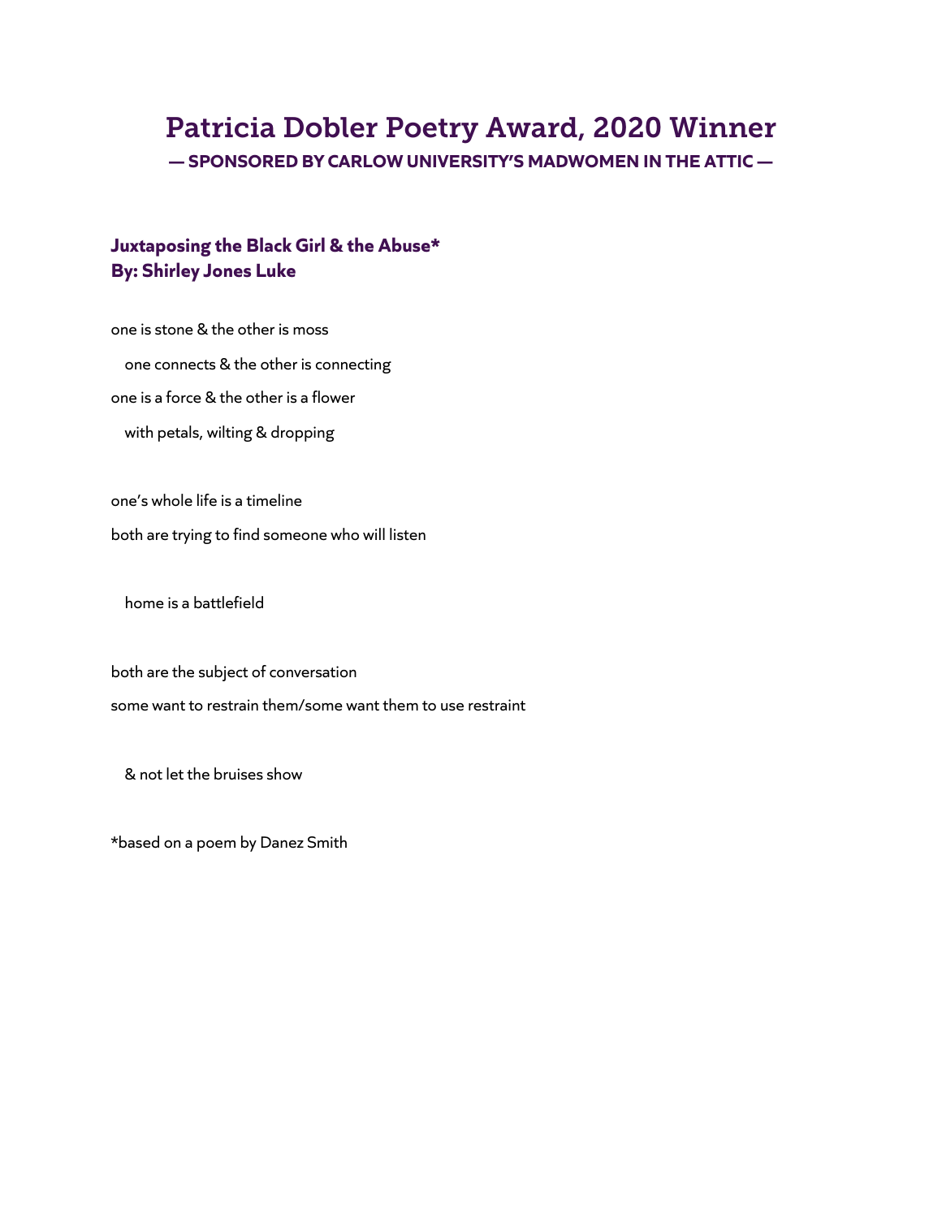# Patricia Dobler Poetry Award, 2020 Winner

**— SPONSORED BY CARLOW UNIVERSITY'S MADWOMEN IN THE ATTIC —**

### Juxtaposing the Black Girl & the Abuse*
### By: Shirley Jones Luke

one is stone & the other is moss

  one connects & the other is connecting

one is a force & the other is a flower

  with petals, wilting & dropping

one's whole life is a timeline

both are trying to find someone who will listen

  home is a battlefield

both are the subject of conversation

some want to restrain them/some want them to use restraint

  & not let the bruises show

*based on a poem by Danez Smith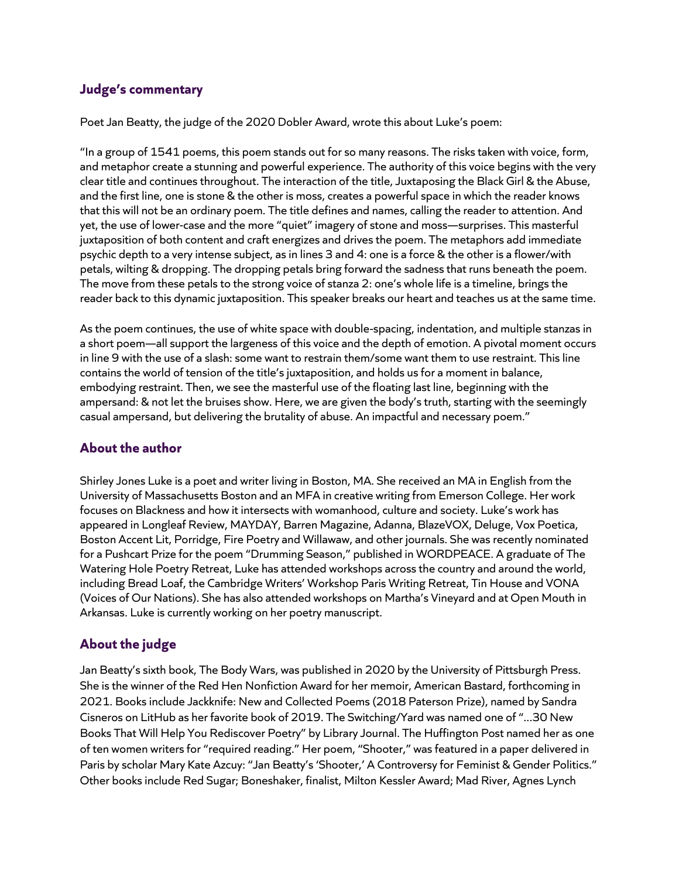## Judge's commentary

Poet Jan Beatty, the judge of the 2020 Dobler Award, wrote this about Luke's poem:

"In a group of 1541 poems, this poem stands out for so many reasons. The risks taken with voice, form, and metaphor create a stunning and powerful experience. The authority of this voice begins with the very clear title and continues throughout. The interaction of the title, Juxtaposing the Black Girl & the Abuse, and the first line, one is stone & the other is moss, creates a powerful space in which the reader knows that this will not be an ordinary poem. The title defines and names, calling the reader to attention. And yet, the use of lower-case and the more "quiet" imagery of stone and moss—surprises. This masterful juxtaposition of both content and craft energizes and drives the poem. The metaphors add immediate psychic depth to a very intense subject, as in lines 3 and 4: one is a force & the other is a flower/with petals, wilting & dropping. The dropping petals bring forward the sadness that runs beneath the poem. The move from these petals to the strong voice of stanza 2: one's whole life is a timeline, brings the reader back to this dynamic juxtaposition. This speaker breaks our heart and teaches us at the same time.

As the poem continues, the use of white space with double-spacing, indentation, and multiple stanzas in a short poem—all support the largeness of this voice and the depth of emotion. A pivotal moment occurs in line 9 with the use of a slash: some want to restrain them/some want them to use restraint. This line contains the world of tension of the title's juxtaposition, and holds us for a moment in balance, embodying restraint. Then, we see the masterful use of the floating last line, beginning with the ampersand: & not let the bruises show. Here, we are given the body's truth, starting with the seemingly casual ampersand, but delivering the brutality of abuse. An impactful and necessary poem."

## About the author

Shirley Jones Luke is a poet and writer living in Boston, MA. She received an MA in English from the University of Massachusetts Boston and an MFA in creative writing from Emerson College. Her work focuses on Blackness and how it intersects with womanhood, culture and society. Luke's work has appeared in Longleaf Review, MAYDAY, Barren Magazine, Adanna, BlazeVOX, Deluge, Vox Poetica, Boston Accent Lit, Porridge, Fire Poetry and Willawaw, and other journals. She was recently nominated for a Pushcart Prize for the poem "Drumming Season," published in WORDPEACE. A graduate of The Watering Hole Poetry Retreat, Luke has attended workshops across the country and around the world, including Bread Loaf, the Cambridge Writers' Workshop Paris Writing Retreat, Tin House and VONA (Voices of Our Nations). She has also attended workshops on Martha's Vineyard and at Open Mouth in Arkansas. Luke is currently working on her poetry manuscript.

## About the judge

Jan Beatty's sixth book, The Body Wars, was published in 2020 by the University of Pittsburgh Press. She is the winner of the Red Hen Nonfiction Award for her memoir, American Bastard, forthcoming in 2021. Books include Jackknife: New and Collected Poems (2018 Paterson Prize), named by Sandra Cisneros on LitHub as her favorite book of 2019. The Switching/Yard was named one of "...30 New Books That Will Help You Rediscover Poetry" by Library Journal. The Huffington Post named her as one of ten women writers for "required reading." Her poem, "Shooter," was featured in a paper delivered in Paris by scholar Mary Kate Azcuy: "Jan Beatty's 'Shooter,' A Controversy for Feminist & Gender Politics." Other books include Red Sugar; Boneshaker, finalist, Milton Kessler Award; Mad River, Agnes Lynch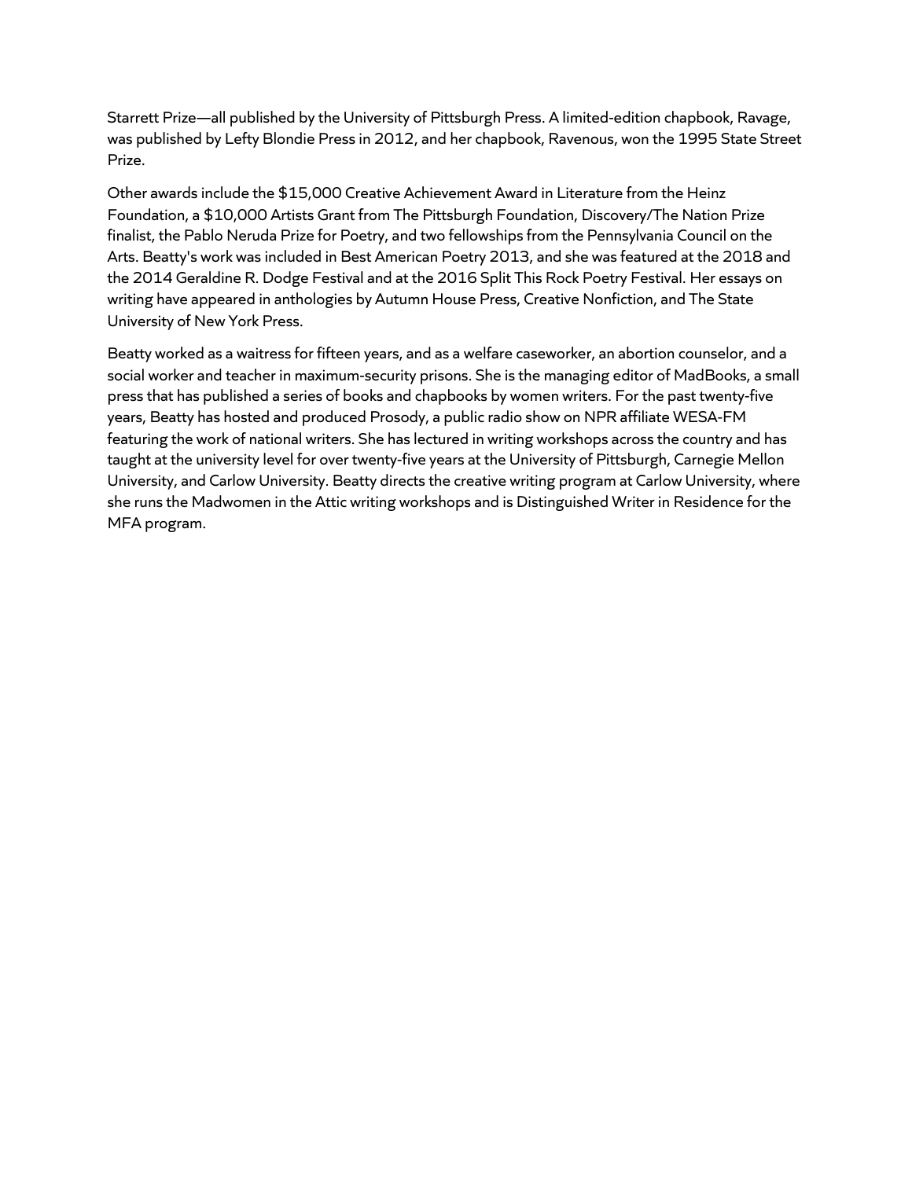Starrett Prize—all published by the University of Pittsburgh Press. A limited-edition chapbook, Ravage, was published by Lefty Blondie Press in 2012, and her chapbook, Ravenous, won the 1995 State Street Prize.

Other awards include the $15,000 Creative Achievement Award in Literature from the Heinz Foundation, a $10,000 Artists Grant from The Pittsburgh Foundation, Discovery/The Nation Prize finalist, the Pablo Neruda Prize for Poetry, and two fellowships from the Pennsylvania Council on the Arts. Beatty's work was included in Best American Poetry 2013, and she was featured at the 2018 and the 2014 Geraldine R. Dodge Festival and at the 2016 Split This Rock Poetry Festival. Her essays on writing have appeared in anthologies by Autumn House Press, Creative Nonfiction, and The State University of New York Press.

Beatty worked as a waitress for fifteen years, and as a welfare caseworker, an abortion counselor, and a social worker and teacher in maximum-security prisons. She is the managing editor of MadBooks, a small press that has published a series of books and chapbooks by women writers. For the past twenty-five years, Beatty has hosted and produced Prosody, a public radio show on NPR affiliate WESA-FM featuring the work of national writers. She has lectured in writing workshops across the country and has taught at the university level for over twenty-five years at the University of Pittsburgh, Carnegie Mellon University, and Carlow University. Beatty directs the creative writing program at Carlow University, where she runs the Madwomen in the Attic writing workshops and is Distinguished Writer in Residence for the MFA program.